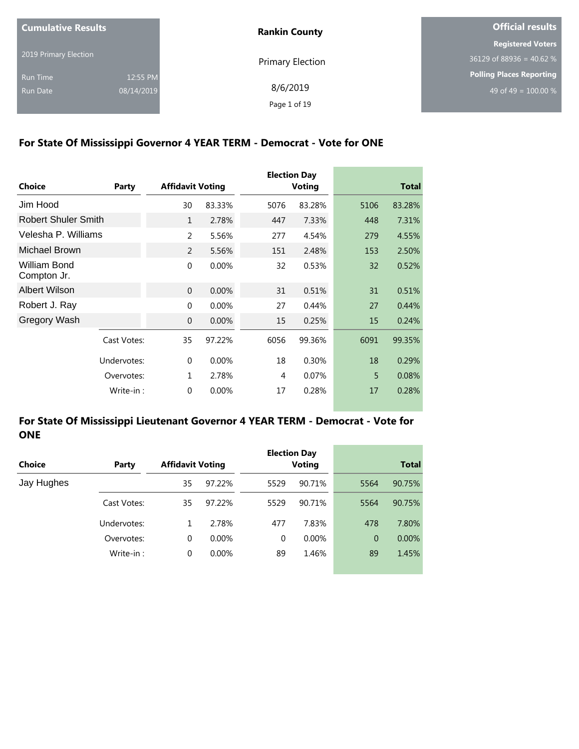| Cumulative Results | |
|---|---|
| 2019 Primary Election | |
| Run Time | 12:55 PM |
| Run Date | 08/14/2019 |

**Rankin County**

Primary Election

8/6/2019

| Official results |
|---|
| **Registered Voters** |
| 36129 of 88936 = 40.62 % |
| **Polling Places Reporting** |
| 49 of 49 = 100.00 % |

## For State Of Mississippi Governor 4 YEAR TERM - Democrat - Vote for ONE

| Choice | Party | Affidavit Voting | | Election Day Voting | | Total | |
|---|---|---|---|---|---|---|---|
| Jim Hood | | 30 | 83.33% | 5076 | 83.28% | 5106 | 83.28% |
| Robert Shuler Smith | | 1 | 2.78% | 447 | 7.33% | 448 | 7.31% |
| Velesha P. Williams | | 2 | 5.56% | 277 | 4.54% | 279 | 4.55% |
| Michael Brown | | 2 | 5.56% | 151 | 2.48% | 153 | 2.50% |
| William Bond Compton Jr. | | 0 | 0.00% | 32 | 0.53% | 32 | 0.52% |
| Albert Wilson | | 0 | 0.00% | 31 | 0.51% | 31 | 0.51% |
| Robert J. Ray | | 0 | 0.00% | 27 | 0.44% | 27 | 0.44% |
| Gregory Wash | | 0 | 0.00% | 15 | 0.25% | 15 | 0.24% |
| | Cast Votes: | 35 | 97.22% | 6056 | 99.36% | 6091 | 99.35% |
| | Undervotes: | 0 | 0.00% | 18 | 0.30% | 18 | 0.29% |
| | Overvotes: | 1 | 2.78% | 4 | 0.07% | 5 | 0.08% |
| | Write-in : | 0 | 0.00% | 17 | 0.28% | 17 | 0.28% |

## For State Of Mississippi Lieutenant Governor 4 YEAR TERM - Democrat - Vote for ONE

| Choice | Party | Affidavit Voting | | Election Day Voting | | Total | |
|---|---|---|---|---|---|---|---|
| Jay Hughes | | 35 | 97.22% | 5529 | 90.71% | 5564 | 90.75% |
| | Cast Votes: | 35 | 97.22% | 5529 | 90.71% | 5564 | 90.75% |
| | Undervotes: | 1 | 2.78% | 477 | 7.83% | 478 | 7.80% |
| | Overvotes: | 0 | 0.00% | 0 | 0.00% | 0 | 0.00% |
| | Write-in : | 0 | 0.00% | 89 | 1.46% | 89 | 1.45% |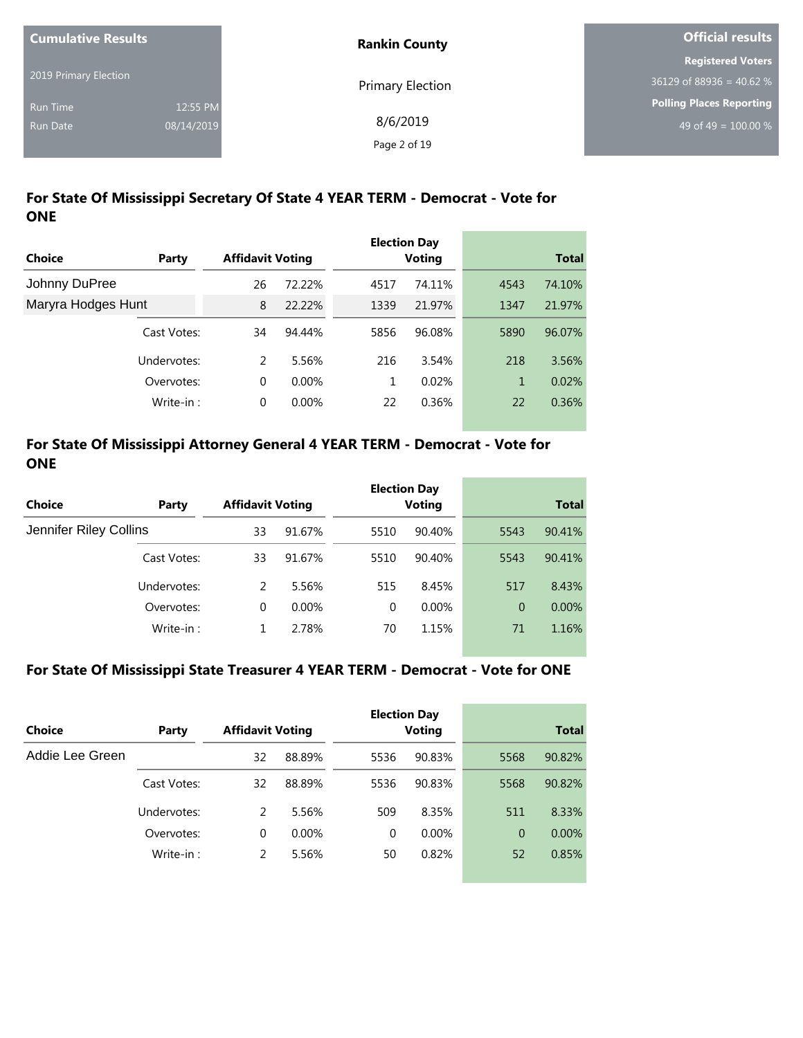Cumulative Results

2019 Primary Election

Run Time 12:55 PM

Run Date 08/14/2019

**Rankin County**

Primary Election

8/6/2019

**Official results**

**Registered Voters**

36129 of 88936 = 40.62 %

**Polling Places Reporting**

49 of 49 = 100.00 %

## For State Of Mississippi Secretary Of State 4 YEAR TERM - Democrat - Vote for ONE

| Choice | Party | Affidavit Voting | | Election Day Voting | | Total | |
|---|---|---|---|---|---|---|---|
| Johnny DuPree | | 26 | 72.22% | 4517 | 74.11% | 4543 | 74.10% |
| Maryra Hodges Hunt | | 8 | 22.22% | 1339 | 21.97% | 1347 | 21.97% |
| | Cast Votes: | 34 | 94.44% | 5856 | 96.08% | 5890 | 96.07% |
| | Undervotes: | 2 | 5.56% | 216 | 3.54% | 218 | 3.56% |
| | Overvotes: | 0 | 0.00% | 1 | 0.02% | 1 | 0.02% |
| | Write-in : | 0 | 0.00% | 22 | 0.36% | 22 | 0.36% |

## For State Of Mississippi Attorney General 4 YEAR TERM - Democrat - Vote for ONE

| Choice | Party | Affidavit Voting | | Election Day Voting | | Total | |
|---|---|---|---|---|---|---|---|
| Jennifer Riley Collins | | 33 | 91.67% | 5510 | 90.40% | 5543 | 90.41% |
| | Cast Votes: | 33 | 91.67% | 5510 | 90.40% | 5543 | 90.41% |
| | Undervotes: | 2 | 5.56% | 515 | 8.45% | 517 | 8.43% |
| | Overvotes: | 0 | 0.00% | 0 | 0.00% | 0 | 0.00% |
| | Write-in : | 1 | 2.78% | 70 | 1.15% | 71 | 1.16% |

## For State Of Mississippi State Treasurer 4 YEAR TERM - Democrat - Vote for ONE

| Choice | Party | Affidavit Voting | | Election Day Voting | | Total | |
|---|---|---|---|---|---|---|---|
| Addie Lee Green | | 32 | 88.89% | 5536 | 90.83% | 5568 | 90.82% |
| | Cast Votes: | 32 | 88.89% | 5536 | 90.83% | 5568 | 90.82% |
| | Undervotes: | 2 | 5.56% | 509 | 8.35% | 511 | 8.33% |
| | Overvotes: | 0 | 0.00% | 0 | 0.00% | 0 | 0.00% |
| | Write-in : | 2 | 5.56% | 50 | 0.82% | 52 | 0.85% |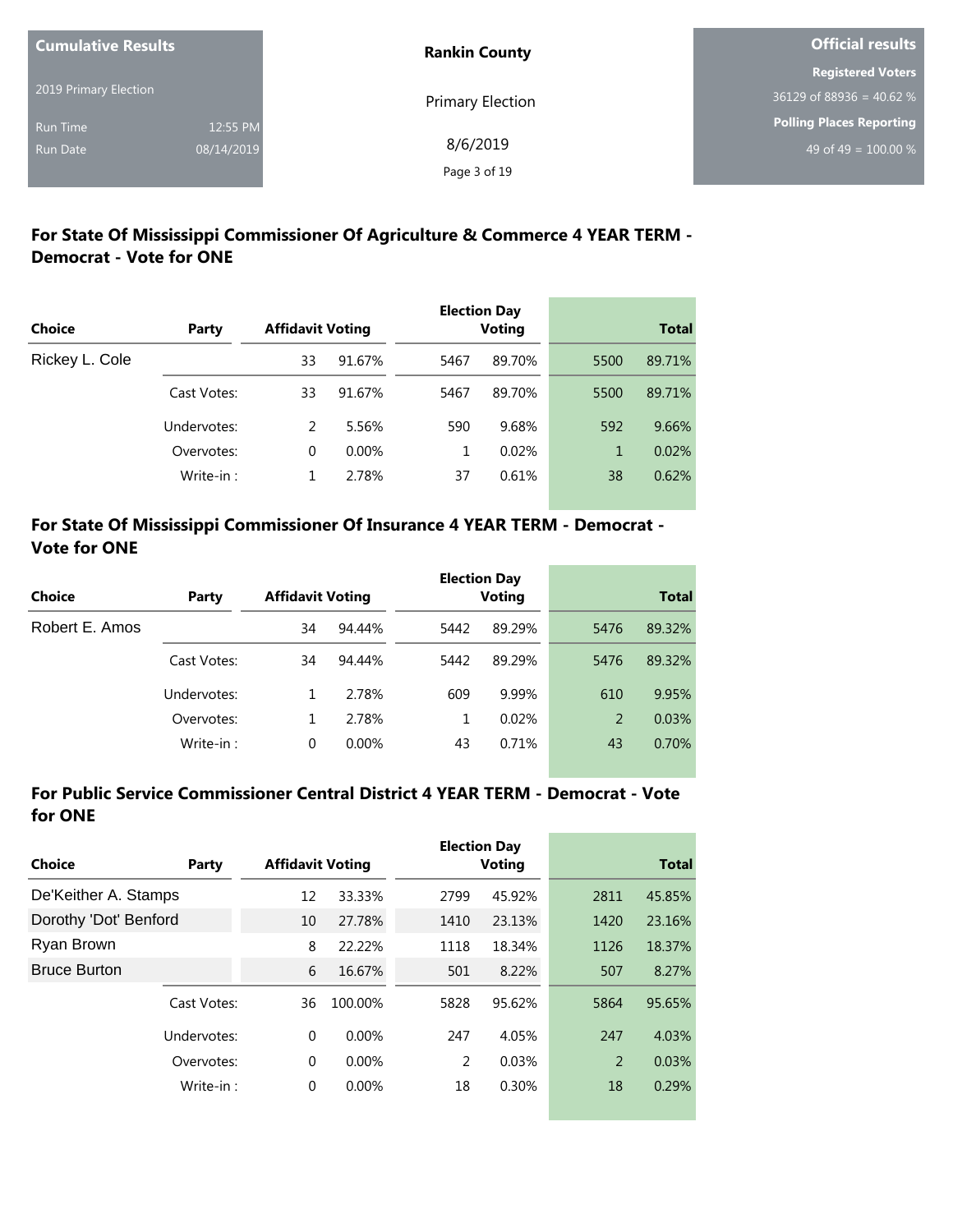**Cumulative Results**

2019 Primary Election

Run Time 12:55 PM
Run Date 08/14/2019

**Rankin County**

Primary Election

8/6/2019

**Official results**

**Registered Voters**
36129 of 88936 = 40.62 %

**Polling Places Reporting**
49 of 49 = 100.00 %

## For State Of Mississippi Commissioner Of Agriculture & Commerce 4 YEAR TERM - Democrat - Vote for ONE

| Choice | Party | Affidavit Voting | | Election Day Voting | | Total | |
|---|---|---|---|---|---|---|---|
| Rickey L. Cole | | 33 | 91.67% | 5467 | 89.70% | 5500 | 89.71% |
| | Cast Votes: | 33 | 91.67% | 5467 | 89.70% | 5500 | 89.71% |
| | Undervotes: | 2 | 5.56% | 590 | 9.68% | 592 | 9.66% |
| | Overvotes: | 0 | 0.00% | 1 | 0.02% | 1 | 0.02% |
| | Write-in : | 1 | 2.78% | 37 | 0.61% | 38 | 0.62% |

## For State Of Mississippi Commissioner Of Insurance 4 YEAR TERM - Democrat - Vote for ONE

| Choice | Party | Affidavit Voting | | Election Day Voting | | Total | |
|---|---|---|---|---|---|---|---|
| Robert E. Amos | | 34 | 94.44% | 5442 | 89.29% | 5476 | 89.32% |
| | Cast Votes: | 34 | 94.44% | 5442 | 89.29% | 5476 | 89.32% |
| | Undervotes: | 1 | 2.78% | 609 | 9.99% | 610 | 9.95% |
| | Overvotes: | 1 | 2.78% | 1 | 0.02% | 2 | 0.03% |
| | Write-in : | 0 | 0.00% | 43 | 0.71% | 43 | 0.70% |

## For Public Service Commissioner Central District 4 YEAR TERM - Democrat - Vote for ONE

| Choice | Party | Affidavit Voting | | Election Day Voting | | Total | |
|---|---|---|---|---|---|---|---|
| De'Keither A. Stamps | | 12 | 33.33% | 2799 | 45.92% | 2811 | 45.85% |
| Dorothy 'Dot' Benford | | 10 | 27.78% | 1410 | 23.13% | 1420 | 23.16% |
| Ryan Brown | | 8 | 22.22% | 1118 | 18.34% | 1126 | 18.37% |
| Bruce Burton | | 6 | 16.67% | 501 | 8.22% | 507 | 8.27% |
| | Cast Votes: | 36 | 100.00% | 5828 | 95.62% | 5864 | 95.65% |
| | Undervotes: | 0 | 0.00% | 247 | 4.05% | 247 | 4.03% |
| | Overvotes: | 0 | 0.00% | 2 | 0.03% | 2 | 0.03% |
| | Write-in : | 0 | 0.00% | 18 | 0.30% | 18 | 0.29% |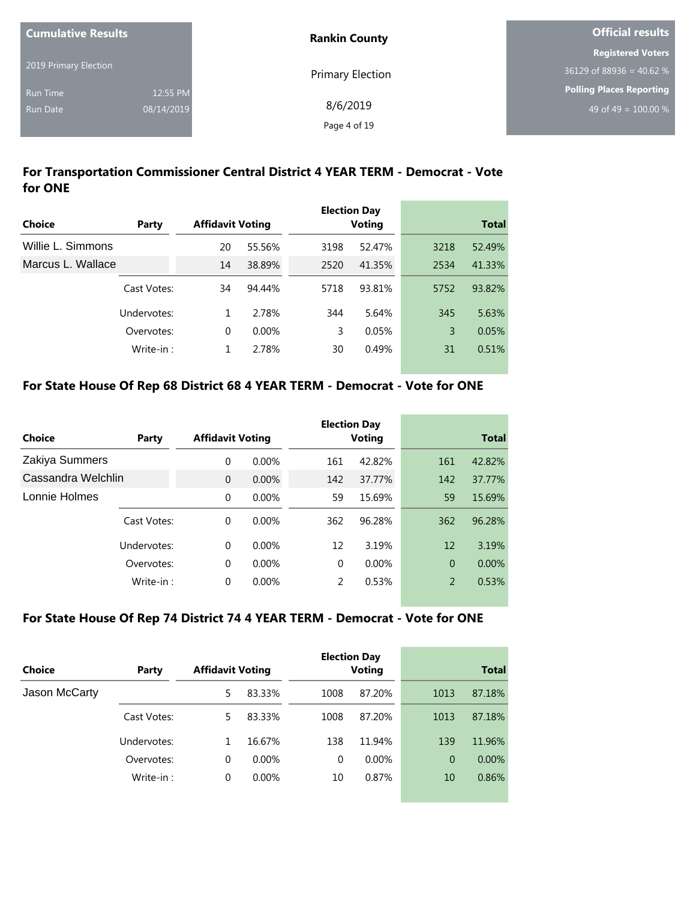| Cumulative Results | |
| --- | --- |
| 2019 Primary Election | |
| Run Time | 12:55 PM |
| Run Date | 08/14/2019 |

**Rankin County**

Primary Election

8/6/2019

| Official results |
| --- |
| **Registered Voters** |
| 36129 of 88936 = 40.62 % |
| **Polling Places Reporting** |
| 49 of 49 = 100.00 % |

## For Transportation Commissioner Central District 4 YEAR TERM - Democrat - Vote for ONE

| Choice | Party | Affidavit Voting | | Election Day Voting | | Total | |
| --- | --- | --- | --- | --- | --- | --- | --- |
| Willie L. Simmons | | 20 | 55.56% | 3198 | 52.47% | 3218 | 52.49% |
| Marcus L. Wallace | | 14 | 38.89% | 2520 | 41.35% | 2534 | 41.33% |
| | Cast Votes: | 34 | 94.44% | 5718 | 93.81% | 5752 | 93.82% |
| | Undervotes: | 1 | 2.78% | 344 | 5.64% | 345 | 5.63% |
| | Overvotes: | 0 | 0.00% | 3 | 0.05% | 3 | 0.05% |
| | Write-in : | 1 | 2.78% | 30 | 0.49% | 31 | 0.51% |

## For State House Of Rep 68 District 68 4 YEAR TERM - Democrat - Vote for ONE

| Choice | Party | Affidavit Voting | | Election Day Voting | | Total | |
| --- | --- | --- | --- | --- | --- | --- | --- |
| Zakiya Summers | | 0 | 0.00% | 161 | 42.82% | 161 | 42.82% |
| Cassandra Welchlin | | 0 | 0.00% | 142 | 37.77% | 142 | 37.77% |
| Lonnie Holmes | | 0 | 0.00% | 59 | 15.69% | 59 | 15.69% |
| | Cast Votes: | 0 | 0.00% | 362 | 96.28% | 362 | 96.28% |
| | Undervotes: | 0 | 0.00% | 12 | 3.19% | 12 | 3.19% |
| | Overvotes: | 0 | 0.00% | 0 | 0.00% | 0 | 0.00% |
| | Write-in : | 0 | 0.00% | 2 | 0.53% | 2 | 0.53% |

## For State House Of Rep 74 District 74 4 YEAR TERM - Democrat - Vote for ONE

| Choice | Party | Affidavit Voting | | Election Day Voting | | Total | |
| --- | --- | --- | --- | --- | --- | --- | --- |
| Jason McCarty | | 5 | 83.33% | 1008 | 87.20% | 1013 | 87.18% |
| | Cast Votes: | 5 | 83.33% | 1008 | 87.20% | 1013 | 87.18% |
| | Undervotes: | 1 | 16.67% | 138 | 11.94% | 139 | 11.96% |
| | Overvotes: | 0 | 0.00% | 0 | 0.00% | 0 | 0.00% |
| | Write-in : | 0 | 0.00% | 10 | 0.87% | 10 | 0.86% |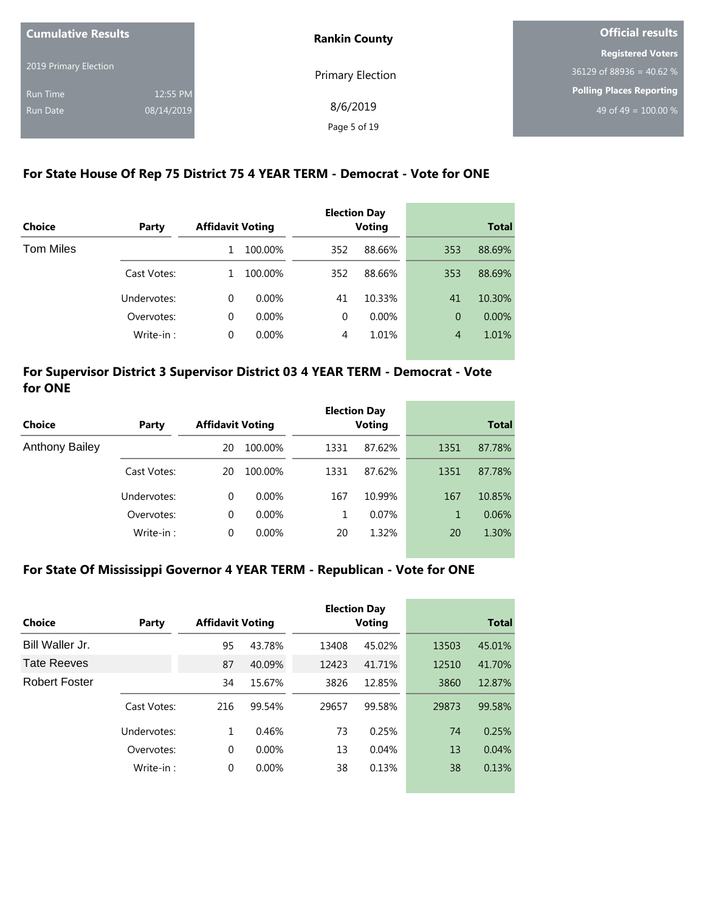| Cumulative Results | |
|---|---|
| 2019 Primary Election | |
| Run Time | 12:55 PM |
| Run Date | 08/14/2019 |

**Rankin County**

Primary Election

8/6/2019

| Official results |
|---|
| **Registered Voters** |
| 36129 of 88936 = 40.62 % |
| **Polling Places Reporting** |
| 49 of 49 = 100.00 % |

## For State House Of Rep 75 District 75 4 YEAR TERM - Democrat - Vote for ONE

| Choice | Party | Affidavit Voting | | Election Day Voting | | Total | |
|---|---|---|---|---|---|---|---|
| Tom Miles | | 1 | 100.00% | 352 | 88.66% | 353 | 88.69% |
| | Cast Votes: | 1 | 100.00% | 352 | 88.66% | 353 | 88.69% |
| | Undervotes: | 0 | 0.00% | 41 | 10.33% | 41 | 10.30% |
| | Overvotes: | 0 | 0.00% | 0 | 0.00% | 0 | 0.00% |
| | Write-in : | 0 | 0.00% | 4 | 1.01% | 4 | 1.01% |

## For Supervisor District 3 Supervisor District 03 4 YEAR TERM - Democrat - Vote for ONE

| Choice | Party | Affidavit Voting | | Election Day Voting | | Total | |
|---|---|---|---|---|---|---|---|
| Anthony Bailey | | 20 | 100.00% | 1331 | 87.62% | 1351 | 87.78% |
| | Cast Votes: | 20 | 100.00% | 1331 | 87.62% | 1351 | 87.78% |
| | Undervotes: | 0 | 0.00% | 167 | 10.99% | 167 | 10.85% |
| | Overvotes: | 0 | 0.00% | 1 | 0.07% | 1 | 0.06% |
| | Write-in : | 0 | 0.00% | 20 | 1.32% | 20 | 1.30% |

## For State Of Mississippi Governor 4 YEAR TERM - Republican - Vote for ONE

| Choice | Party | Affidavit Voting | | Election Day Voting | | Total | |
|---|---|---|---|---|---|---|---|
| Bill Waller Jr. | | 95 | 43.78% | 13408 | 45.02% | 13503 | 45.01% |
| Tate Reeves | | 87 | 40.09% | 12423 | 41.71% | 12510 | 41.70% |
| Robert Foster | | 34 | 15.67% | 3826 | 12.85% | 3860 | 12.87% |
| | Cast Votes: | 216 | 99.54% | 29657 | 99.58% | 29873 | 99.58% |
| | Undervotes: | 1 | 0.46% | 73 | 0.25% | 74 | 0.25% |
| | Overvotes: | 0 | 0.00% | 13 | 0.04% | 13 | 0.04% |
| | Write-in : | 0 | 0.00% | 38 | 0.13% | 38 | 0.13% |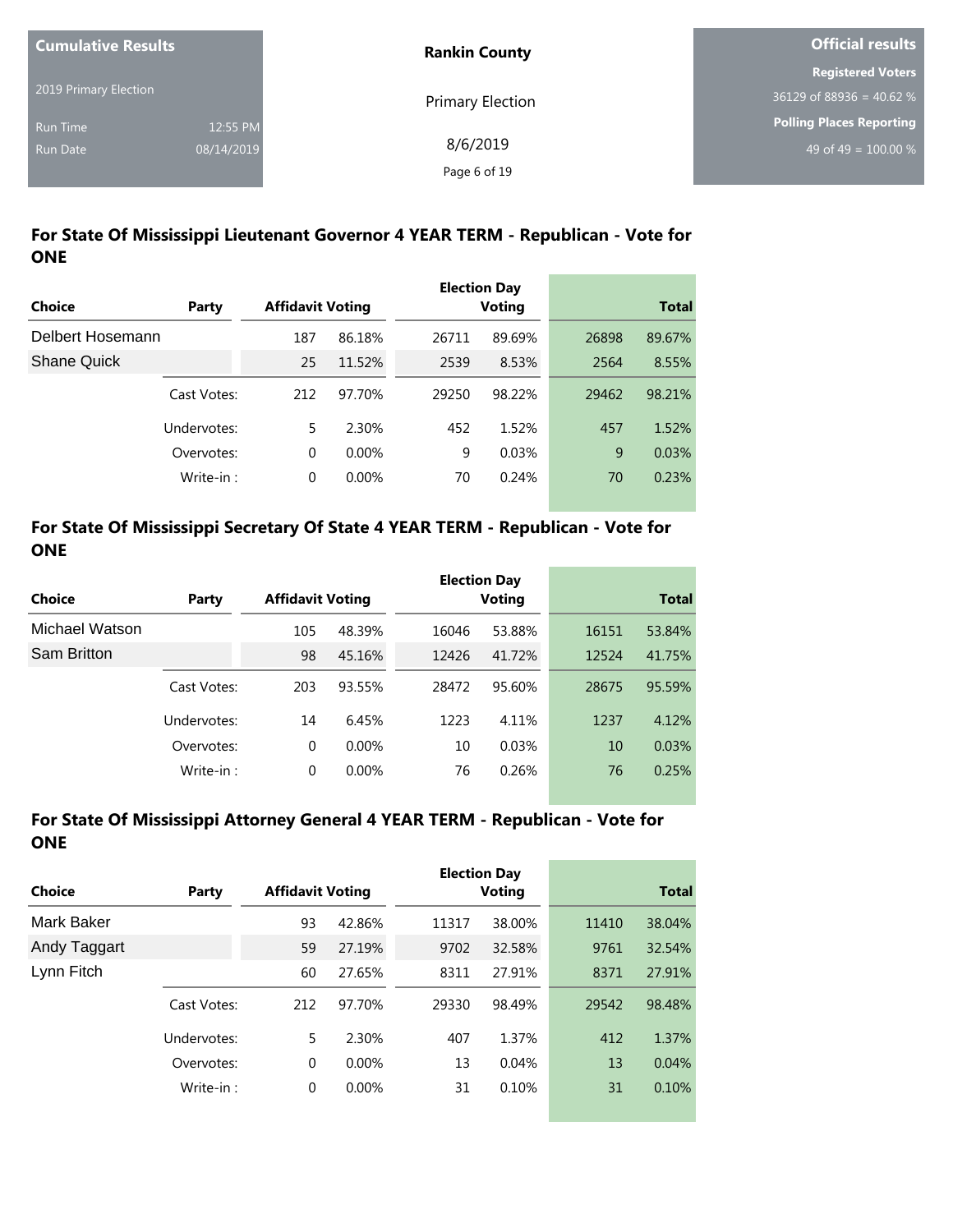**Cumulative Results**

2019 Primary Election

Run Time 12:55 PM

Run Date 08/14/2019

**Rankin County**

Primary Election

8/6/2019

**Official results**

**Registered Voters**

36129 of 88936 = 40.62 %

**Polling Places Reporting**

49 of 49 = 100.00 %

## For State Of Mississippi Lieutenant Governor 4 YEAR TERM - Republican - Vote for ONE

| Choice | Party | Affidavit Voting | | Election Day Voting | | Total | |
|---|---|---|---|---|---|---|---|
| Delbert Hosemann | | 187 | 86.18% | 26711 | 89.69% | 26898 | 89.67% |
| Shane Quick | | 25 | 11.52% | 2539 | 8.53% | 2564 | 8.55% |
| | Cast Votes: | 212 | 97.70% | 29250 | 98.22% | 29462 | 98.21% |
| | Undervotes: | 5 | 2.30% | 452 | 1.52% | 457 | 1.52% |
| | Overvotes: | 0 | 0.00% | 9 | 0.03% | 9 | 0.03% |
| | Write-in : | 0 | 0.00% | 70 | 0.24% | 70 | 0.23% |

## For State Of Mississippi Secretary Of State 4 YEAR TERM - Republican - Vote for ONE

| Choice | Party | Affidavit Voting | | Election Day Voting | | Total | |
|---|---|---|---|---|---|---|---|
| Michael Watson | | 105 | 48.39% | 16046 | 53.88% | 16151 | 53.84% |
| Sam Britton | | 98 | 45.16% | 12426 | 41.72% | 12524 | 41.75% |
| | Cast Votes: | 203 | 93.55% | 28472 | 95.60% | 28675 | 95.59% |
| | Undervotes: | 14 | 6.45% | 1223 | 4.11% | 1237 | 4.12% |
| | Overvotes: | 0 | 0.00% | 10 | 0.03% | 10 | 0.03% |
| | Write-in : | 0 | 0.00% | 76 | 0.26% | 76 | 0.25% |

## For State Of Mississippi Attorney General 4 YEAR TERM - Republican - Vote for ONE

| Choice | Party | Affidavit Voting | | Election Day Voting | | Total | |
|---|---|---|---|---|---|---|---|
| Mark Baker | | 93 | 42.86% | 11317 | 38.00% | 11410 | 38.04% |
| Andy Taggart | | 59 | 27.19% | 9702 | 32.58% | 9761 | 32.54% |
| Lynn Fitch | | 60 | 27.65% | 8311 | 27.91% | 8371 | 27.91% |
| | Cast Votes: | 212 | 97.70% | 29330 | 98.49% | 29542 | 98.48% |
| | Undervotes: | 5 | 2.30% | 407 | 1.37% | 412 | 1.37% |
| | Overvotes: | 0 | 0.00% | 13 | 0.04% | 13 | 0.04% |
| | Write-in : | 0 | 0.00% | 31 | 0.10% | 31 | 0.10% |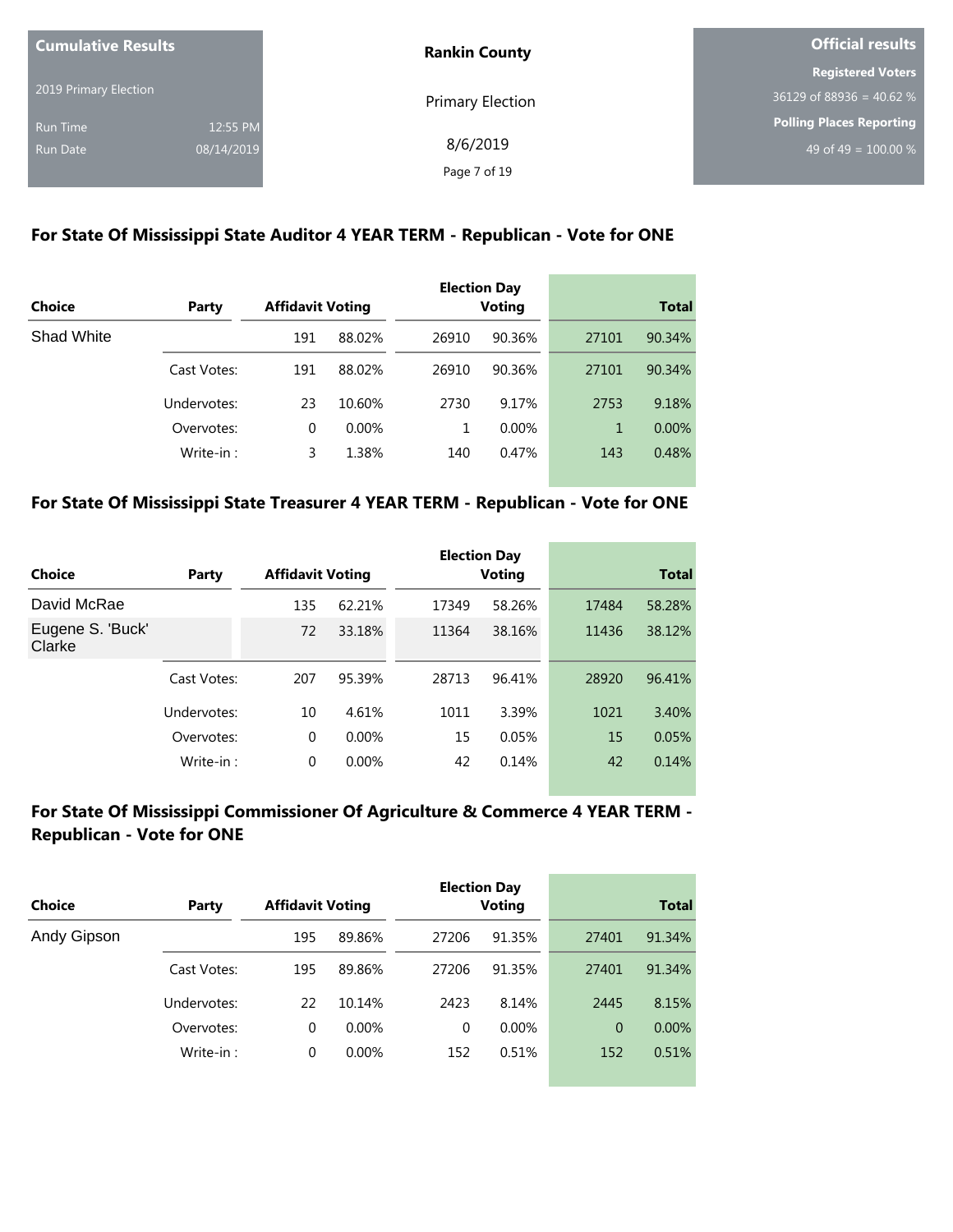| Cumulative Results | |
|---|---|
| 2019 Primary Election | |
| Run Time | 12:55 PM |
| Run Date | 08/14/2019 |

**Rankin County**

Primary Election

8/6/2019

| Official results |
|---|
| Registered Voters |
| 36129 of 88936 = 40.62 % |
| Polling Places Reporting |
| 49 of 49 = 100.00 % |

## For State Of Mississippi State Auditor 4 YEAR TERM - Republican - Vote for ONE

| Choice | Party | Affidavit Voting | | Election Day Voting | | Total | |
|---|---|---|---|---|---|---|---|
| Shad White | | 191 | 88.02% | 26910 | 90.36% | 27101 | 90.34% |
| | Cast Votes: | 191 | 88.02% | 26910 | 90.36% | 27101 | 90.34% |
| | Undervotes: | 23 | 10.60% | 2730 | 9.17% | 2753 | 9.18% |
| | Overvotes: | 0 | 0.00% | 1 | 0.00% | 1 | 0.00% |
| | Write-in : | 3 | 1.38% | 140 | 0.47% | 143 | 0.48% |

## For State Of Mississippi State Treasurer 4 YEAR TERM - Republican - Vote for ONE

| Choice | Party | Affidavit Voting | | Election Day Voting | | Total | |
|---|---|---|---|---|---|---|---|
| David McRae | | 135 | 62.21% | 17349 | 58.26% | 17484 | 58.28% |
| Eugene S. 'Buck' Clarke | | 72 | 33.18% | 11364 | 38.16% | 11436 | 38.12% |
| | Cast Votes: | 207 | 95.39% | 28713 | 96.41% | 28920 | 96.41% |
| | Undervotes: | 10 | 4.61% | 1011 | 3.39% | 1021 | 3.40% |
| | Overvotes: | 0 | 0.00% | 15 | 0.05% | 15 | 0.05% |
| | Write-in : | 0 | 0.00% | 42 | 0.14% | 42 | 0.14% |

## For State Of Mississippi Commissioner Of Agriculture & Commerce 4 YEAR TERM - Republican - Vote for ONE

| Choice | Party | Affidavit Voting | | Election Day Voting | | Total | |
|---|---|---|---|---|---|---|---|
| Andy Gipson | | 195 | 89.86% | 27206 | 91.35% | 27401 | 91.34% |
| | Cast Votes: | 195 | 89.86% | 27206 | 91.35% | 27401 | 91.34% |
| | Undervotes: | 22 | 10.14% | 2423 | 8.14% | 2445 | 8.15% |
| | Overvotes: | 0 | 0.00% | 0 | 0.00% | 0 | 0.00% |
| | Write-in : | 0 | 0.00% | 152 | 0.51% | 152 | 0.51% |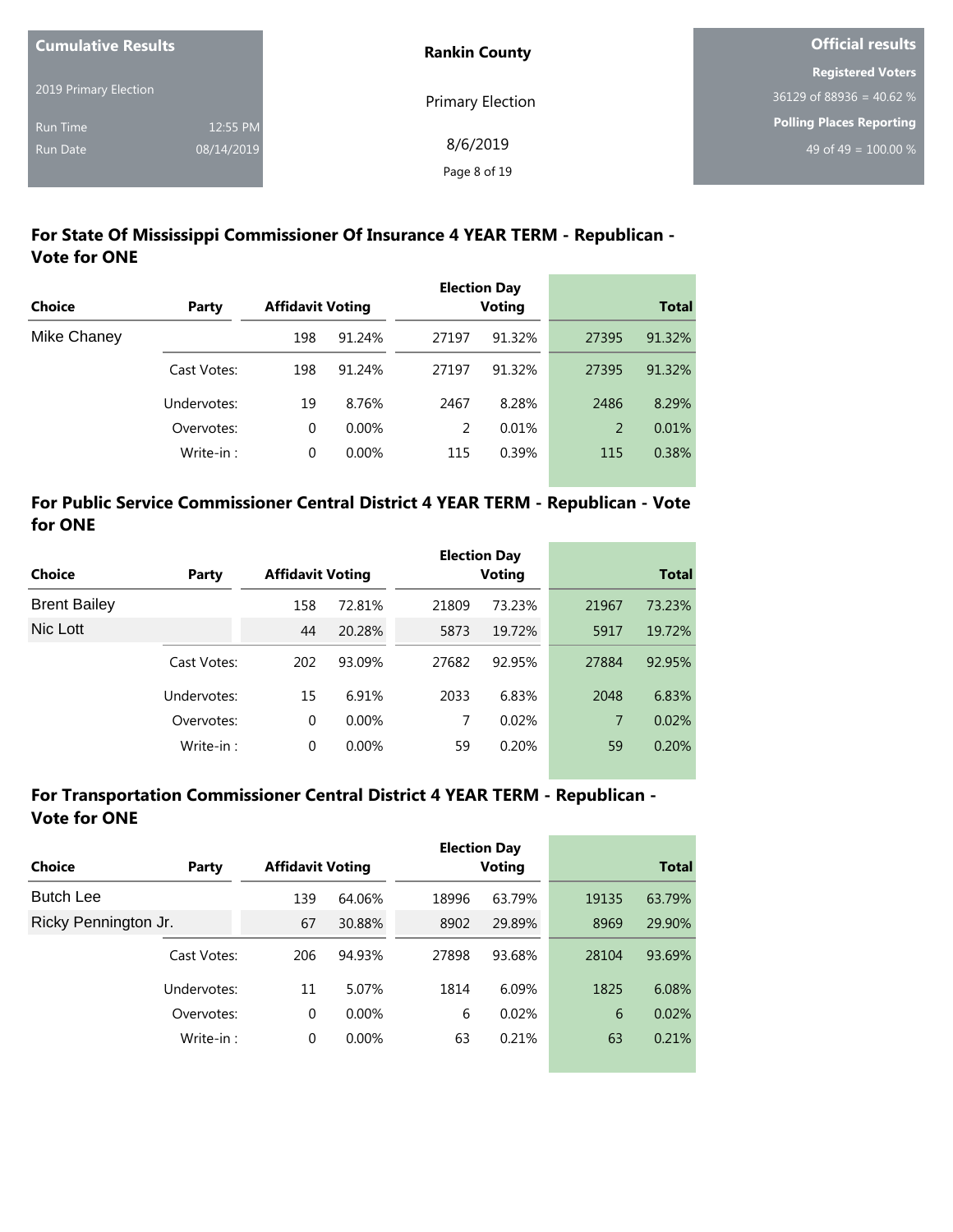**Cumulative Results**

2019 Primary Election

Run Time 12:55 PM

Run Date 08/14/2019

**Rankin County**

Primary Election

8/6/2019

**Official results**

**Registered Voters**

36129 of 88936 = 40.62 %

**Polling Places Reporting**

49 of 49 = 100.00 %

## For State Of Mississippi Commissioner Of Insurance 4 YEAR TERM - Republican - Vote for ONE

| Choice | Party | Affidavit Voting | | Election Day Voting | | Total | |
|---|---|---|---|---|---|---|---|
| Mike Chaney | | 198 | 91.24% | 27197 | 91.32% | 27395 | 91.32% |
| | Cast Votes: | 198 | 91.24% | 27197 | 91.32% | 27395 | 91.32% |
| | Undervotes: | 19 | 8.76% | 2467 | 8.28% | 2486 | 8.29% |
| | Overvotes: | 0 | 0.00% | 2 | 0.01% | 2 | 0.01% |
| | Write-in : | 0 | 0.00% | 115 | 0.39% | 115 | 0.38% |

## For Public Service Commissioner Central District 4 YEAR TERM - Republican - Vote for ONE

| Choice | Party | Affidavit Voting | | Election Day Voting | | Total | |
|---|---|---|---|---|---|---|---|
| Brent Bailey | | 158 | 72.81% | 21809 | 73.23% | 21967 | 73.23% |
| Nic Lott | | 44 | 20.28% | 5873 | 19.72% | 5917 | 19.72% |
| | Cast Votes: | 202 | 93.09% | 27682 | 92.95% | 27884 | 92.95% |
| | Undervotes: | 15 | 6.91% | 2033 | 6.83% | 2048 | 6.83% |
| | Overvotes: | 0 | 0.00% | 7 | 0.02% | 7 | 0.02% |
| | Write-in : | 0 | 0.00% | 59 | 0.20% | 59 | 0.20% |

## For Transportation Commissioner Central District 4 YEAR TERM - Republican - Vote for ONE

| Choice | Party | Affidavit Voting | | Election Day Voting | | Total | |
|---|---|---|---|---|---|---|---|
| Butch Lee | | 139 | 64.06% | 18996 | 63.79% | 19135 | 63.79% |
| Ricky Pennington Jr. | | 67 | 30.88% | 8902 | 29.89% | 8969 | 29.90% |
| | Cast Votes: | 206 | 94.93% | 27898 | 93.68% | 28104 | 93.69% |
| | Undervotes: | 11 | 5.07% | 1814 | 6.09% | 1825 | 6.08% |
| | Overvotes: | 0 | 0.00% | 6 | 0.02% | 6 | 0.02% |
| | Write-in : | 0 | 0.00% | 63 | 0.21% | 63 | 0.21% |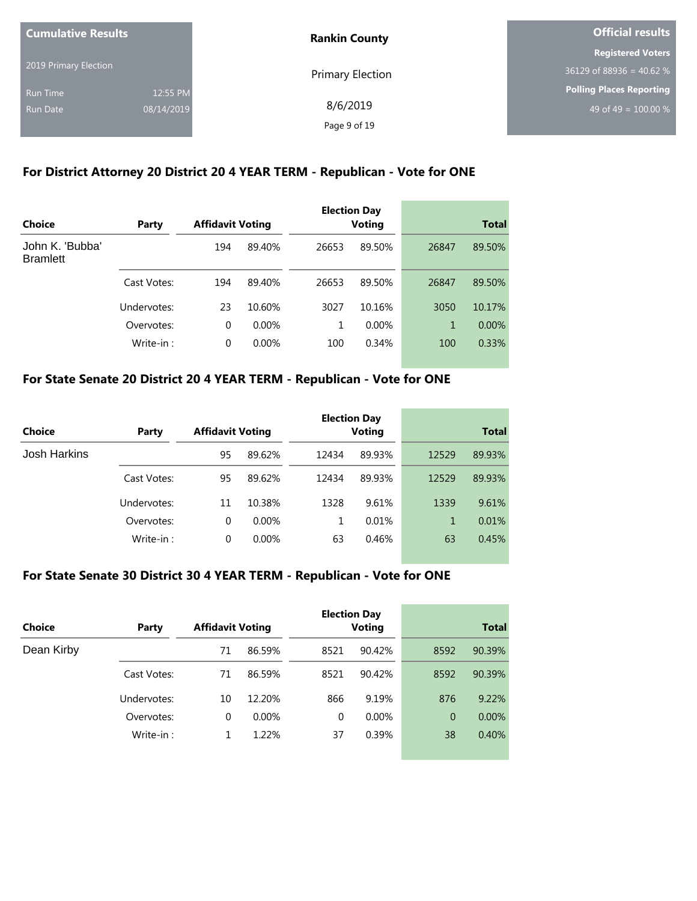Cumulative Results

2019 Primary Election

Run Time 12:55 PM

Run Date 08/14/2019

**Rankin County**

Primary Election

8/6/2019

**Official results**

**Registered Voters**

36129 of 88936 = 40.62 %

**Polling Places Reporting**

49 of 49 = 100.00 %

## For District Attorney 20 District 20 4 YEAR TERM - Republican - Vote for ONE

| Choice | Party | Affidavit Voting | | Election Day Voting | | Total | |
|---|---|---|---|---|---|---|---|
| John K. 'Bubba' Bramlett | | 194 | 89.40% | 26653 | 89.50% | 26847 | 89.50% |
| | Cast Votes: | 194 | 89.40% | 26653 | 89.50% | 26847 | 89.50% |
| | Undervotes: | 23 | 10.60% | 3027 | 10.16% | 3050 | 10.17% |
| | Overvotes: | 0 | 0.00% | 1 | 0.00% | 1 | 0.00% |
| | Write-in : | 0 | 0.00% | 100 | 0.34% | 100 | 0.33% |

## For State Senate 20 District 20 4 YEAR TERM - Republican - Vote for ONE

| Choice | Party | Affidavit Voting | | Election Day Voting | | Total | |
|---|---|---|---|---|---|---|---|
| Josh Harkins | | 95 | 89.62% | 12434 | 89.93% | 12529 | 89.93% |
| | Cast Votes: | 95 | 89.62% | 12434 | 89.93% | 12529 | 89.93% |
| | Undervotes: | 11 | 10.38% | 1328 | 9.61% | 1339 | 9.61% |
| | Overvotes: | 0 | 0.00% | 1 | 0.01% | 1 | 0.01% |
| | Write-in : | 0 | 0.00% | 63 | 0.46% | 63 | 0.45% |

## For State Senate 30 District 30 4 YEAR TERM - Republican - Vote for ONE

| Choice | Party | Affidavit Voting | | Election Day Voting | | Total | |
|---|---|---|---|---|---|---|---|
| Dean Kirby | | 71 | 86.59% | 8521 | 90.42% | 8592 | 90.39% |
| | Cast Votes: | 71 | 86.59% | 8521 | 90.42% | 8592 | 90.39% |
| | Undervotes: | 10 | 12.20% | 866 | 9.19% | 876 | 9.22% |
| | Overvotes: | 0 | 0.00% | 0 | 0.00% | 0 | 0.00% |
| | Write-in : | 1 | 1.22% | 37 | 0.39% | 38 | 0.40% |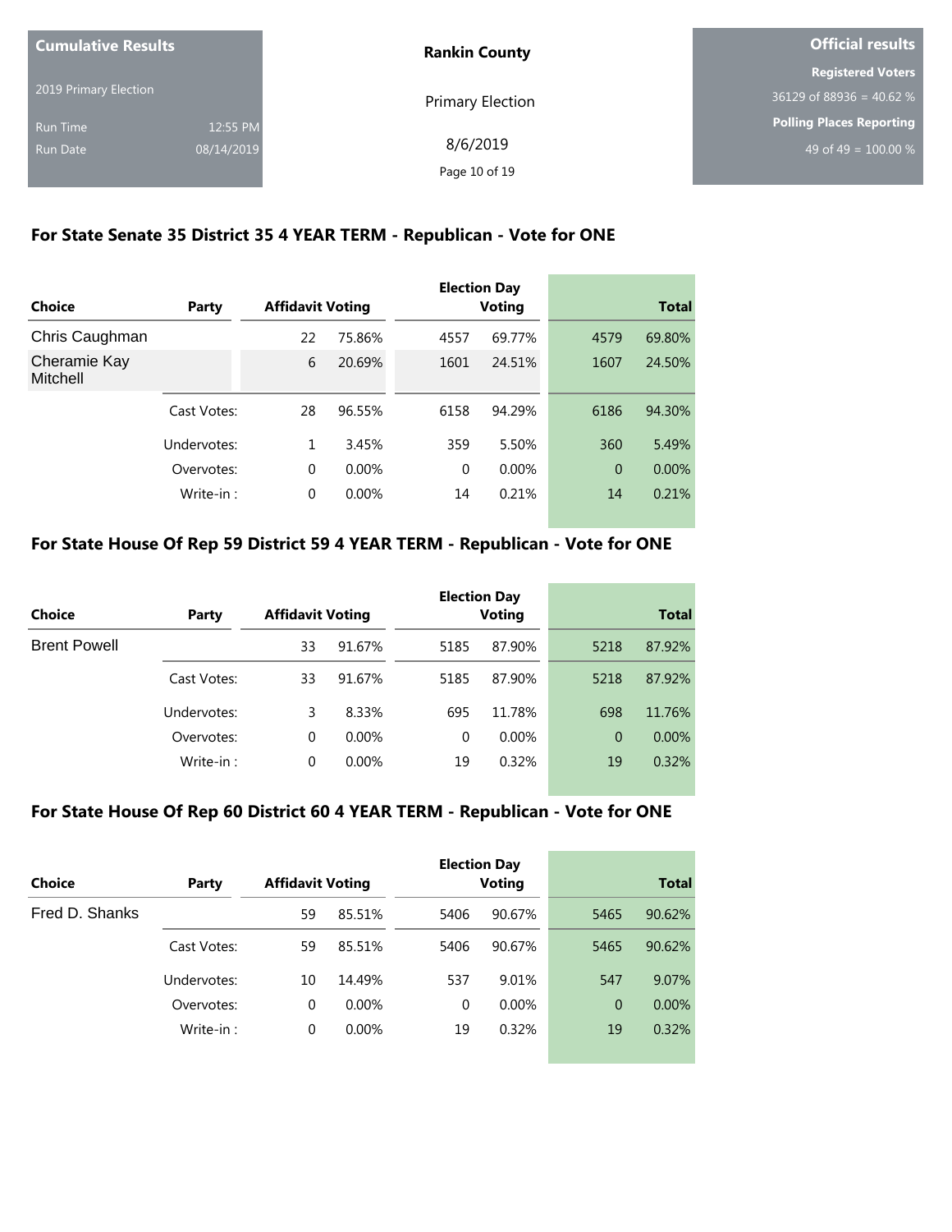**Cumulative Results**

2019 Primary Election

Run Time 12:55 PM

Run Date 08/14/2019

**Rankin County**

Primary Election

8/6/2019

**Official results**

**Registered Voters**

36129 of 88936 = 40.62 %

**Polling Places Reporting**

49 of 49 = 100.00 %

## For State Senate 35 District 35 4 YEAR TERM - Republican - Vote for ONE

| Choice | Party | Affidavit Voting | | Election Day Voting | | Total | |
|---|---|---|---|---|---|---|---|
| Chris Caughman | | 22 | 75.86% | 4557 | 69.77% | 4579 | 69.80% |
| Cheramie Kay Mitchell | | 6 | 20.69% | 1601 | 24.51% | 1607 | 24.50% |
| | Cast Votes: | 28 | 96.55% | 6158 | 94.29% | 6186 | 94.30% |
| | Undervotes: | 1 | 3.45% | 359 | 5.50% | 360 | 5.49% |
| | Overvotes: | 0 | 0.00% | 0 | 0.00% | 0 | 0.00% |
| | Write-in : | 0 | 0.00% | 14 | 0.21% | 14 | 0.21% |

## For State House Of Rep 59 District 59 4 YEAR TERM - Republican - Vote for ONE

| Choice | Party | Affidavit Voting | | Election Day Voting | | Total | |
|---|---|---|---|---|---|---|---|
| Brent Powell | | 33 | 91.67% | 5185 | 87.90% | 5218 | 87.92% |
| | Cast Votes: | 33 | 91.67% | 5185 | 87.90% | 5218 | 87.92% |
| | Undervotes: | 3 | 8.33% | 695 | 11.78% | 698 | 11.76% |
| | Overvotes: | 0 | 0.00% | 0 | 0.00% | 0 | 0.00% |
| | Write-in : | 0 | 0.00% | 19 | 0.32% | 19 | 0.32% |

## For State House Of Rep 60 District 60 4 YEAR TERM - Republican - Vote for ONE

| Choice | Party | Affidavit Voting | | Election Day Voting | | Total | |
|---|---|---|---|---|---|---|---|
| Fred D. Shanks | | 59 | 85.51% | 5406 | 90.67% | 5465 | 90.62% |
| | Cast Votes: | 59 | 85.51% | 5406 | 90.67% | 5465 | 90.62% |
| | Undervotes: | 10 | 14.49% | 537 | 9.01% | 547 | 9.07% |
| | Overvotes: | 0 | 0.00% | 0 | 0.00% | 0 | 0.00% |
| | Write-in : | 0 | 0.00% | 19 | 0.32% | 19 | 0.32% |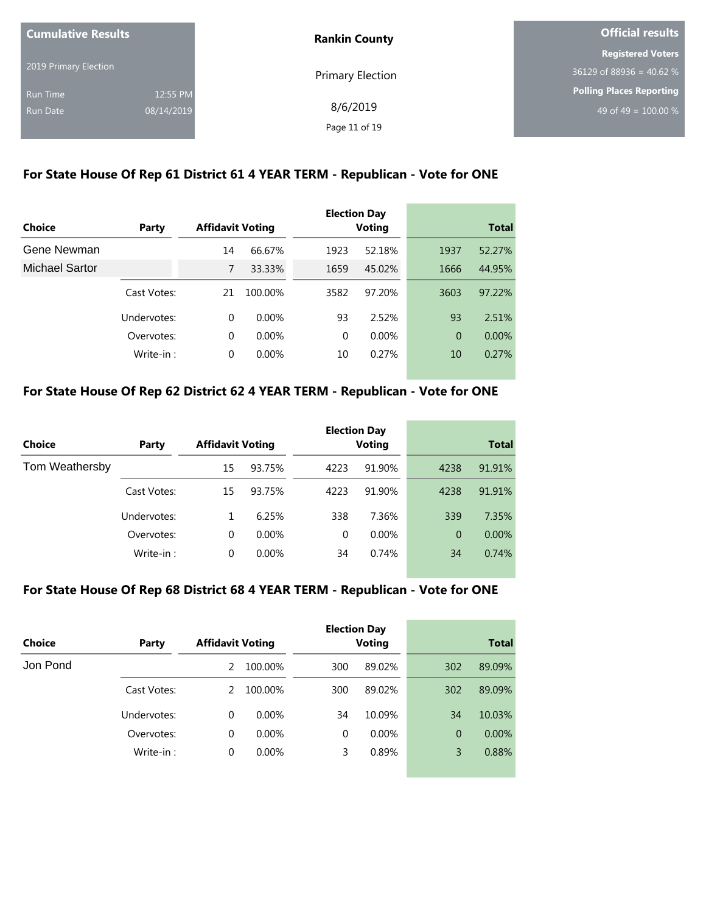| Cumulative Results | |
|---|---|
| 2019 Primary Election | |
| Run Time | 12:55 PM |
| Run Date | 08/14/2019 |

**Rankin County**

Primary Election

8/6/2019

| Official results |
|---|
| Registered Voters |
| 36129 of 88936 = 40.62 % |
| Polling Places Reporting |
| 49 of 49 = 100.00 % |

## For State House Of Rep 61 District 61 4 YEAR TERM - Republican - Vote for ONE

| Choice | Party | Affidavit Voting | | Election Day Voting | | Total | |
|---|---|---|---|---|---|---|---|
| Gene Newman | | 14 | 66.67% | 1923 | 52.18% | 1937 | 52.27% |
| Michael Sartor | | 7 | 33.33% | 1659 | 45.02% | 1666 | 44.95% |
| | Cast Votes: | 21 | 100.00% | 3582 | 97.20% | 3603 | 97.22% |
| | Undervotes: | 0 | 0.00% | 93 | 2.52% | 93 | 2.51% |
| | Overvotes: | 0 | 0.00% | 0 | 0.00% | 0 | 0.00% |
| | Write-in : | 0 | 0.00% | 10 | 0.27% | 10 | 0.27% |

## For State House Of Rep 62 District 62 4 YEAR TERM - Republican - Vote for ONE

| Choice | Party | Affidavit Voting | | Election Day Voting | | Total | |
|---|---|---|---|---|---|---|---|
| Tom Weathersby | | 15 | 93.75% | 4223 | 91.90% | 4238 | 91.91% |
| | Cast Votes: | 15 | 93.75% | 4223 | 91.90% | 4238 | 91.91% |
| | Undervotes: | 1 | 6.25% | 338 | 7.36% | 339 | 7.35% |
| | Overvotes: | 0 | 0.00% | 0 | 0.00% | 0 | 0.00% |
| | Write-in : | 0 | 0.00% | 34 | 0.74% | 34 | 0.74% |

## For State House Of Rep 68 District 68 4 YEAR TERM - Republican - Vote for ONE

| Choice | Party | Affidavit Voting | | Election Day Voting | | Total | |
|---|---|---|---|---|---|---|---|
| Jon Pond | | 2 | 100.00% | 300 | 89.02% | 302 | 89.09% |
| | Cast Votes: | 2 | 100.00% | 300 | 89.02% | 302 | 89.09% |
| | Undervotes: | 0 | 0.00% | 34 | 10.09% | 34 | 10.03% |
| | Overvotes: | 0 | 0.00% | 0 | 0.00% | 0 | 0.00% |
| | Write-in : | 0 | 0.00% | 3 | 0.89% | 3 | 0.88% |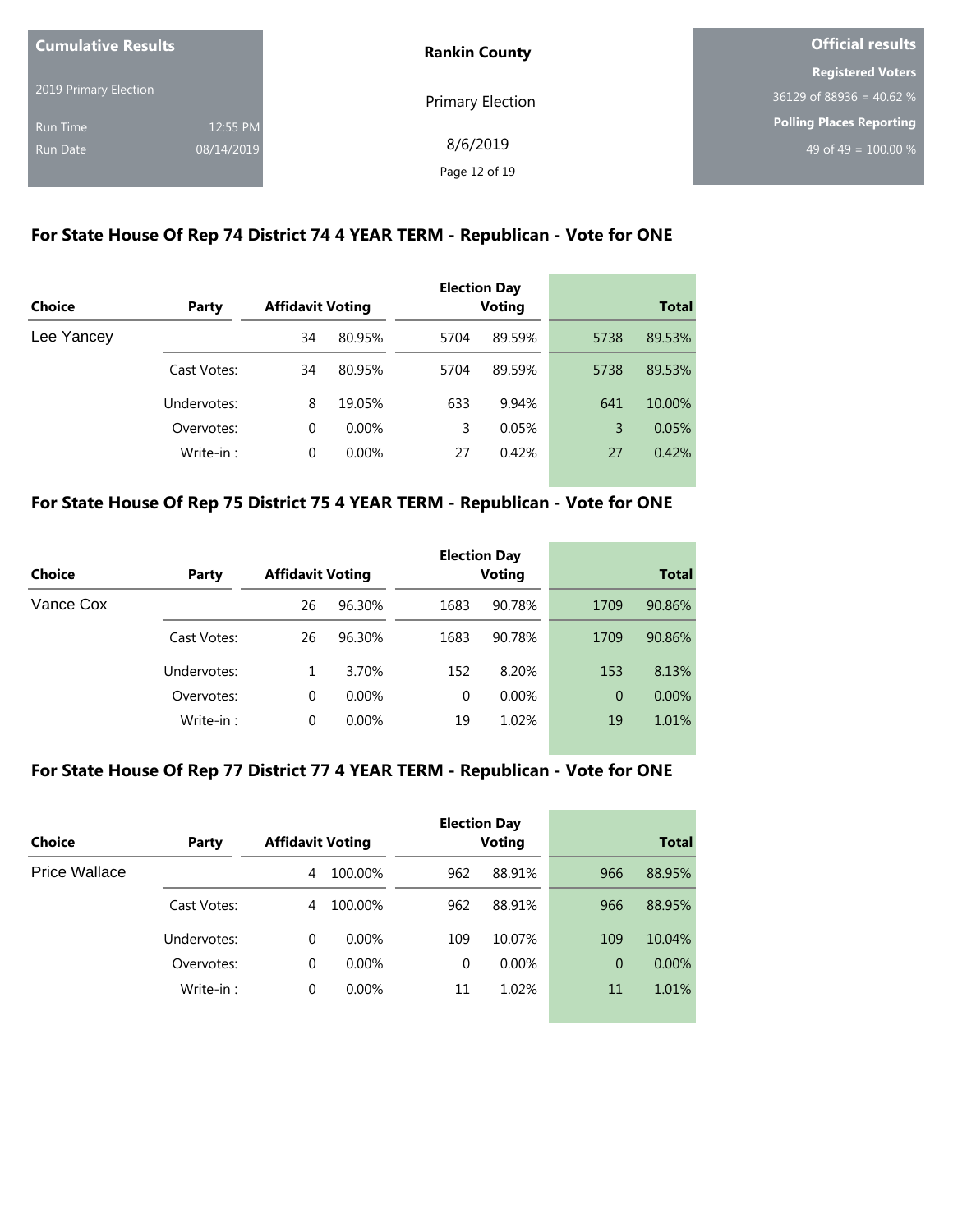**Cumulative Results**

2019 Primary Election

Run Time 12:55 PM

Run Date 08/14/2019

**Rankin County**

Primary Election

8/6/2019

**Official results**

**Registered Voters**

36129 of 88936 = 40.62 %

**Polling Places Reporting**

49 of 49 = 100.00 %

## For State House Of Rep 74 District 74 4 YEAR TERM - Republican - Vote for ONE

| Choice | Party | Affidavit Voting | | Election Day Voting | | Total | |
|---|---|---|---|---|---|---|---|
| Lee Yancey | | 34 | 80.95% | 5704 | 89.59% | 5738 | 89.53% |
| | Cast Votes: | 34 | 80.95% | 5704 | 89.59% | 5738 | 89.53% |
| | Undervotes: | 8 | 19.05% | 633 | 9.94% | 641 | 10.00% |
| | Overvotes: | 0 | 0.00% | 3 | 0.05% | 3 | 0.05% |
| | Write-in : | 0 | 0.00% | 27 | 0.42% | 27 | 0.42% |

## For State House Of Rep 75 District 75 4 YEAR TERM - Republican - Vote for ONE

| Choice | Party | Affidavit Voting | | Election Day Voting | | Total | |
|---|---|---|---|---|---|---|---|
| Vance Cox | | 26 | 96.30% | 1683 | 90.78% | 1709 | 90.86% |
| | Cast Votes: | 26 | 96.30% | 1683 | 90.78% | 1709 | 90.86% |
| | Undervotes: | 1 | 3.70% | 152 | 8.20% | 153 | 8.13% |
| | Overvotes: | 0 | 0.00% | 0 | 0.00% | 0 | 0.00% |
| | Write-in : | 0 | 0.00% | 19 | 1.02% | 19 | 1.01% |

## For State House Of Rep 77 District 77 4 YEAR TERM - Republican - Vote for ONE

| Choice | Party | Affidavit Voting | | Election Day Voting | | Total | |
|---|---|---|---|---|---|---|---|
| Price Wallace | | 4 | 100.00% | 962 | 88.91% | 966 | 88.95% |
| | Cast Votes: | 4 | 100.00% | 962 | 88.91% | 966 | 88.95% |
| | Undervotes: | 0 | 0.00% | 109 | 10.07% | 109 | 10.04% |
| | Overvotes: | 0 | 0.00% | 0 | 0.00% | 0 | 0.00% |
| | Write-in : | 0 | 0.00% | 11 | 1.02% | 11 | 1.01% |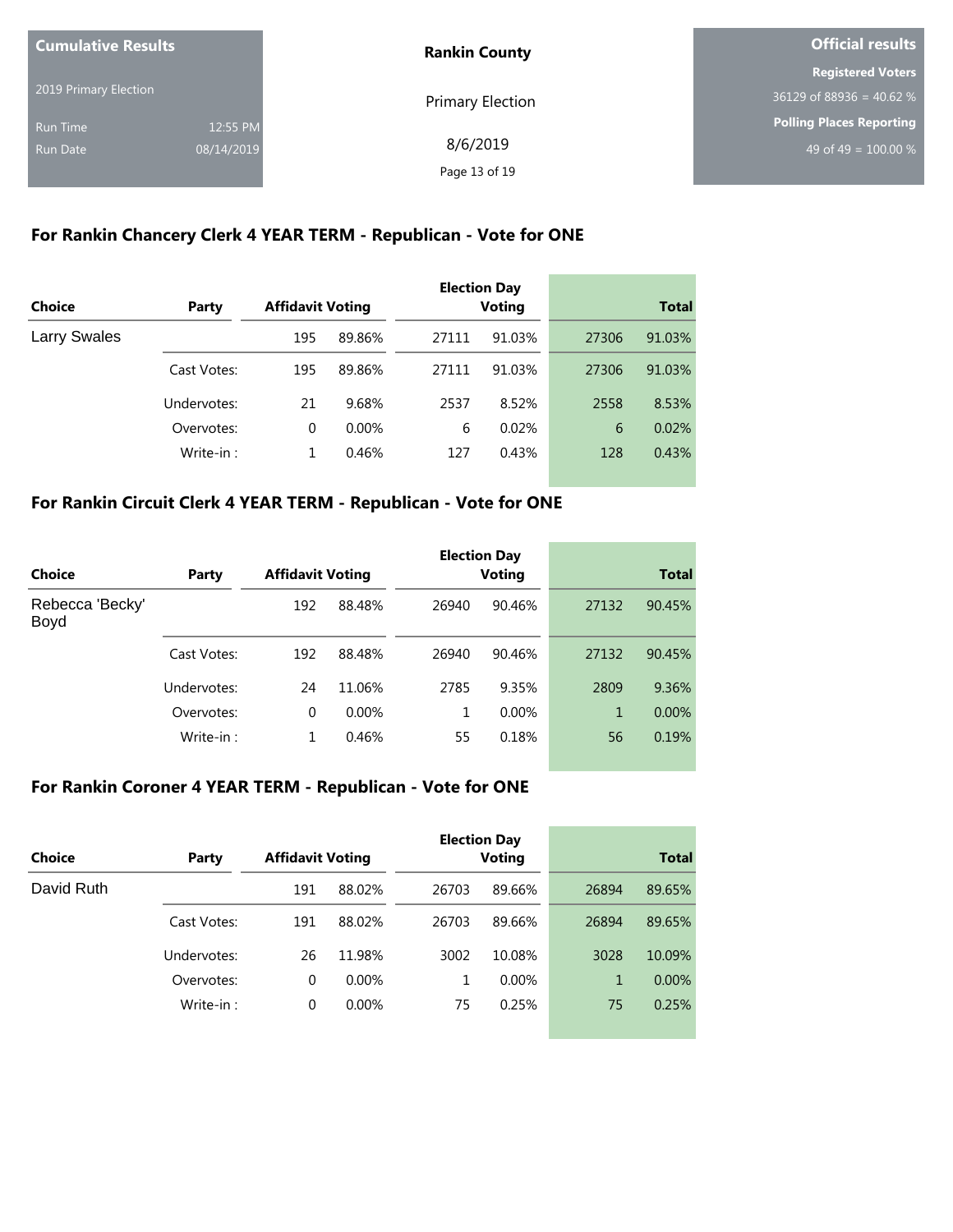| Cumulative Results | |
|---|---|
| 2019 Primary Election | |
| Run Time | 12:55 PM |
| Run Date | 08/14/2019 |

**Rankin County**

Primary Election

8/6/2019

| Official results | |
|---|---|
| Registered Voters | 36129 of 88936 = 40.62 % |
| Polling Places Reporting | 49 of 49 = 100.00 % |

## For Rankin Chancery Clerk 4 YEAR TERM - Republican - Vote for ONE

| Choice | Party | Affidavit Voting | | Election Day Voting | | Total | |
|---|---|---|---|---|---|---|---|
| Larry Swales | | 195 | 89.86% | 27111 | 91.03% | 27306 | 91.03% |
| | Cast Votes: | 195 | 89.86% | 27111 | 91.03% | 27306 | 91.03% |
| | Undervotes: | 21 | 9.68% | 2537 | 8.52% | 2558 | 8.53% |
| | Overvotes: | 0 | 0.00% | 6 | 0.02% | 6 | 0.02% |
| | Write-in : | 1 | 0.46% | 127 | 0.43% | 128 | 0.43% |

## For Rankin Circuit Clerk 4 YEAR TERM - Republican - Vote for ONE

| Choice | Party | Affidavit Voting | | Election Day Voting | | Total | |
|---|---|---|---|---|---|---|---|
| Rebecca 'Becky' Boyd | | 192 | 88.48% | 26940 | 90.46% | 27132 | 90.45% |
| | Cast Votes: | 192 | 88.48% | 26940 | 90.46% | 27132 | 90.45% |
| | Undervotes: | 24 | 11.06% | 2785 | 9.35% | 2809 | 9.36% |
| | Overvotes: | 0 | 0.00% | 1 | 0.00% | 1 | 0.00% |
| | Write-in : | 1 | 0.46% | 55 | 0.18% | 56 | 0.19% |

## For Rankin Coroner 4 YEAR TERM - Republican - Vote for ONE

| Choice | Party | Affidavit Voting | | Election Day Voting | | Total | |
|---|---|---|---|---|---|---|---|
| David Ruth | | 191 | 88.02% | 26703 | 89.66% | 26894 | 89.65% |
| | Cast Votes: | 191 | 88.02% | 26703 | 89.66% | 26894 | 89.65% |
| | Undervotes: | 26 | 11.98% | 3002 | 10.08% | 3028 | 10.09% |
| | Overvotes: | 0 | 0.00% | 1 | 0.00% | 1 | 0.00% |
| | Write-in : | 0 | 0.00% | 75 | 0.25% | 75 | 0.25% |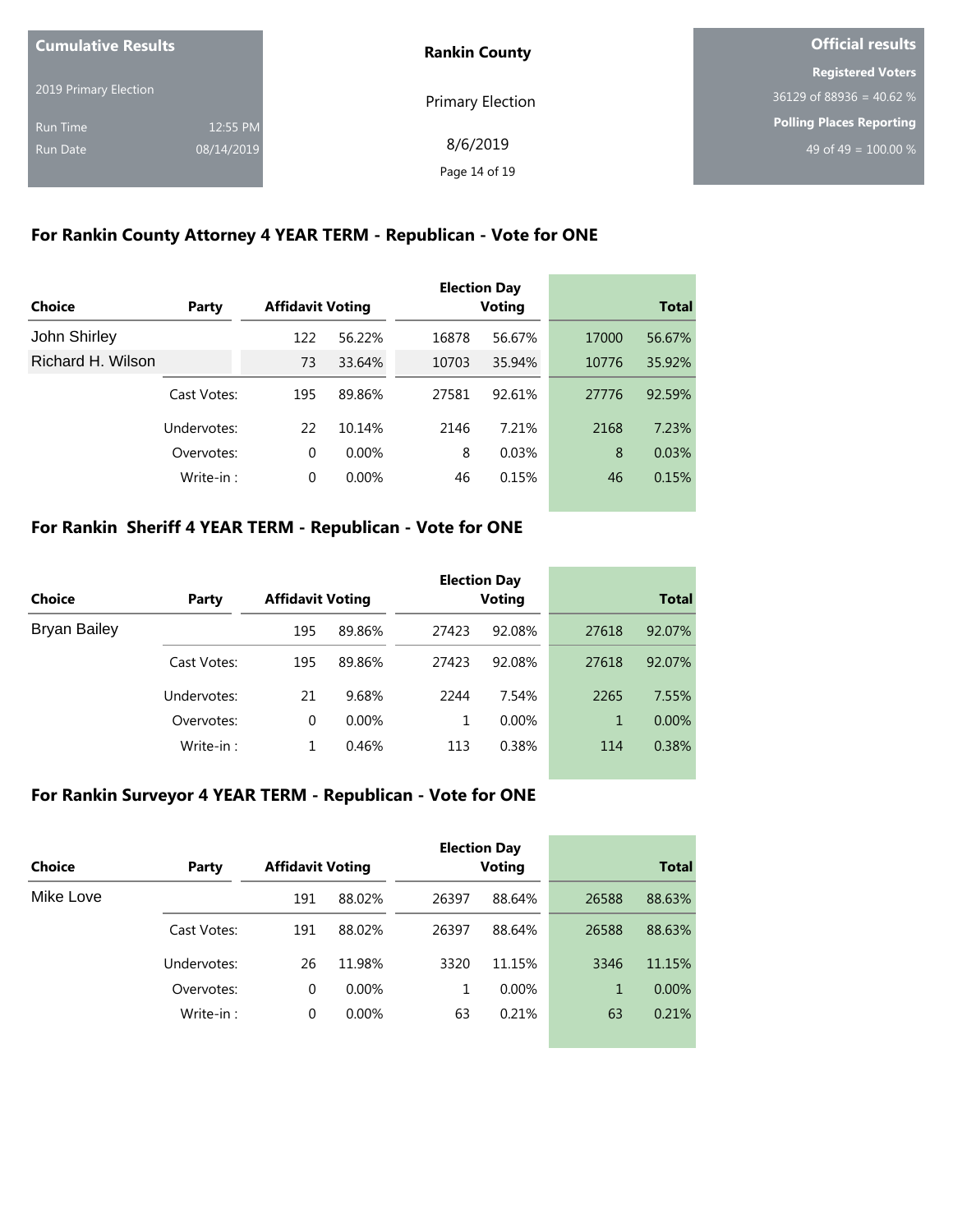**Cumulative Results**

2019 Primary Election

Run Time 12:55 PM

Run Date 08/14/2019

**Rankin County**

Primary Election

8/6/2019

**Official results**

**Registered Voters**

36129 of 88936 = 40.62 %

**Polling Places Reporting**

49 of 49 = 100.00 %

## For Rankin County Attorney 4 YEAR TERM - Republican - Vote for ONE

| Choice | Party | Affidavit Voting | | Election Day Voting | | Total | |
|---|---|---|---|---|---|---|---|
| John Shirley | | 122 | 56.22% | 16878 | 56.67% | 17000 | 56.67% |
| Richard H. Wilson | | 73 | 33.64% | 10703 | 35.94% | 10776 | 35.92% |
| | Cast Votes: | 195 | 89.86% | 27581 | 92.61% | 27776 | 92.59% |
| | Undervotes: | 22 | 10.14% | 2146 | 7.21% | 2168 | 7.23% |
| | Overvotes: | 0 | 0.00% | 8 | 0.03% | 8 | 0.03% |
| | Write-in : | 0 | 0.00% | 46 | 0.15% | 46 | 0.15% |

## For Rankin Sheriff 4 YEAR TERM - Republican - Vote for ONE

| Choice | Party | Affidavit Voting | | Election Day Voting | | Total | |
|---|---|---|---|---|---|---|---|
| Bryan Bailey | | 195 | 89.86% | 27423 | 92.08% | 27618 | 92.07% |
| | Cast Votes: | 195 | 89.86% | 27423 | 92.08% | 27618 | 92.07% |
| | Undervotes: | 21 | 9.68% | 2244 | 7.54% | 2265 | 7.55% |
| | Overvotes: | 0 | 0.00% | 1 | 0.00% | 1 | 0.00% |
| | Write-in : | 1 | 0.46% | 113 | 0.38% | 114 | 0.38% |

## For Rankin Surveyor 4 YEAR TERM - Republican - Vote for ONE

| Choice | Party | Affidavit Voting | | Election Day Voting | | Total | |
|---|---|---|---|---|---|---|---|
| Mike Love | | 191 | 88.02% | 26397 | 88.64% | 26588 | 88.63% |
| | Cast Votes: | 191 | 88.02% | 26397 | 88.64% | 26588 | 88.63% |
| | Undervotes: | 26 | 11.98% | 3320 | 11.15% | 3346 | 11.15% |
| | Overvotes: | 0 | 0.00% | 1 | 0.00% | 1 | 0.00% |
| | Write-in : | 0 | 0.00% | 63 | 0.21% | 63 | 0.21% |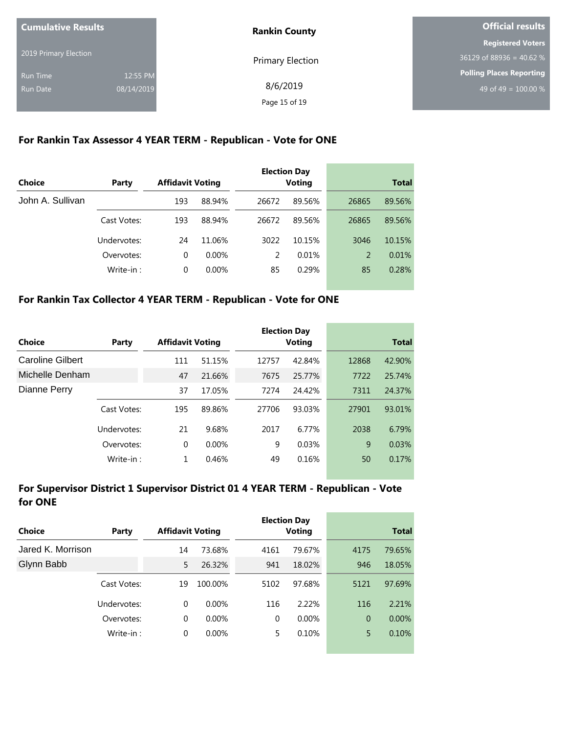**Cumulative Results**

2019 Primary Election

Run Time 12:55 PM

Run Date 08/14/2019

**Rankin County**

Primary Election

8/6/2019

**Official results**

**Registered Voters**

36129 of 88936 = 40.62 %

**Polling Places Reporting**

49 of 49 = 100.00 %

## For Rankin Tax Assessor 4 YEAR TERM - Republican - Vote for ONE

| Choice | Party | Affidavit Voting | | Election Day Voting | | Total | |
|---|---|---|---|---|---|---|---|
| John A. Sullivan | | 193 | 88.94% | 26672 | 89.56% | 26865 | 89.56% |
| | Cast Votes: | 193 | 88.94% | 26672 | 89.56% | 26865 | 89.56% |
| | Undervotes: | 24 | 11.06% | 3022 | 10.15% | 3046 | 10.15% |
| | Overvotes: | 0 | 0.00% | 2 | 0.01% | 2 | 0.01% |
| | Write-in : | 0 | 0.00% | 85 | 0.29% | 85 | 0.28% |

## For Rankin Tax Collector 4 YEAR TERM - Republican - Vote for ONE

| Choice | Party | Affidavit Voting | | Election Day Voting | | Total | |
|---|---|---|---|---|---|---|---|
| Caroline Gilbert | | 111 | 51.15% | 12757 | 42.84% | 12868 | 42.90% |
| Michelle Denham | | 47 | 21.66% | 7675 | 25.77% | 7722 | 25.74% |
| Dianne Perry | | 37 | 17.05% | 7274 | 24.42% | 7311 | 24.37% |
| | Cast Votes: | 195 | 89.86% | 27706 | 93.03% | 27901 | 93.01% |
| | Undervotes: | 21 | 9.68% | 2017 | 6.77% | 2038 | 6.79% |
| | Overvotes: | 0 | 0.00% | 9 | 0.03% | 9 | 0.03% |
| | Write-in : | 1 | 0.46% | 49 | 0.16% | 50 | 0.17% |

## For Supervisor District 1 Supervisor District 01 4 YEAR TERM - Republican - Vote for ONE

| Choice | Party | Affidavit Voting | | Election Day Voting | | Total | |
|---|---|---|---|---|---|---|---|
| Jared K. Morrison | | 14 | 73.68% | 4161 | 79.67% | 4175 | 79.65% |
| Glynn Babb | | 5 | 26.32% | 941 | 18.02% | 946 | 18.05% |
| | Cast Votes: | 19 | 100.00% | 5102 | 97.68% | 5121 | 97.69% |
| | Undervotes: | 0 | 0.00% | 116 | 2.22% | 116 | 2.21% |
| | Overvotes: | 0 | 0.00% | 0 | 0.00% | 0 | 0.00% |
| | Write-in : | 0 | 0.00% | 5 | 0.10% | 5 | 0.10% |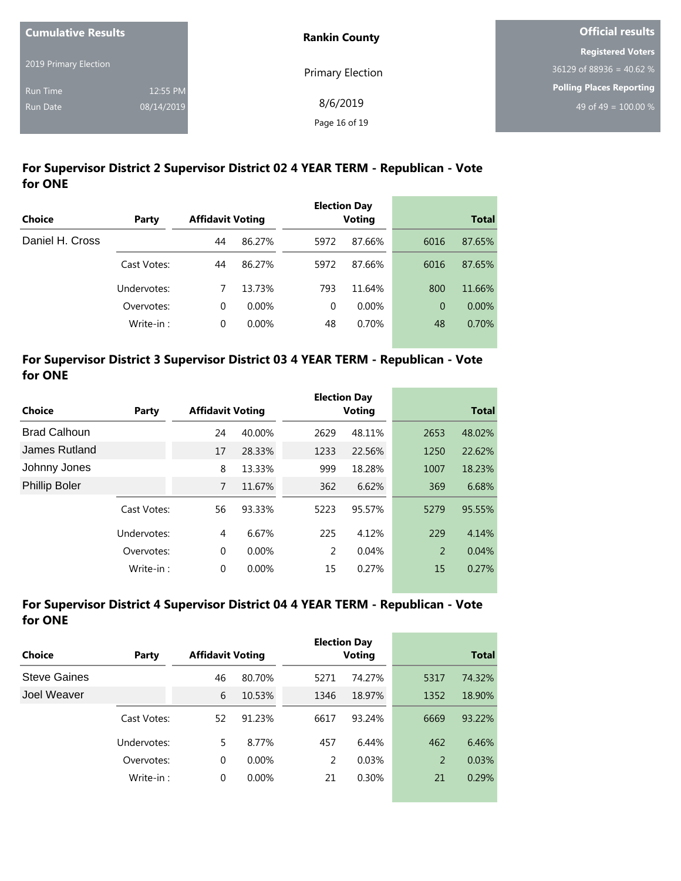| Cumulative Results | |
|---|---|
| 2019 Primary Election | |
| Run Time | 12:55 PM |
| Run Date | 08/14/2019 |

**Rankin County**

Primary Election

8/6/2019

**Official results**

**Registered Voters**

36129 of 88936 = 40.62 %

**Polling Places Reporting**

49 of 49 = 100.00 %

### For Supervisor District 2 Supervisor District 02 4 YEAR TERM - Republican - Vote for ONE

| Choice | Party | Affidavit Voting | | Election Day Voting | | Total | |
|---|---|---|---|---|---|---|---|
| Daniel H. Cross | | 44 | 86.27% | 5972 | 87.66% | 6016 | 87.65% |
| | Cast Votes: | 44 | 86.27% | 5972 | 87.66% | 6016 | 87.65% |
| | Undervotes: | 7 | 13.73% | 793 | 11.64% | 800 | 11.66% |
| | Overvotes: | 0 | 0.00% | 0 | 0.00% | 0 | 0.00% |
| | Write-in : | 0 | 0.00% | 48 | 0.70% | 48 | 0.70% |

### For Supervisor District 3 Supervisor District 03 4 YEAR TERM - Republican - Vote for ONE

| Choice | Party | Affidavit Voting | | Election Day Voting | | Total | |
|---|---|---|---|---|---|---|---|
| Brad Calhoun | | 24 | 40.00% | 2629 | 48.11% | 2653 | 48.02% |
| James Rutland | | 17 | 28.33% | 1233 | 22.56% | 1250 | 22.62% |
| Johnny Jones | | 8 | 13.33% | 999 | 18.28% | 1007 | 18.23% |
| Phillip Boler | | 7 | 11.67% | 362 | 6.62% | 369 | 6.68% |
| | Cast Votes: | 56 | 93.33% | 5223 | 95.57% | 5279 | 95.55% |
| | Undervotes: | 4 | 6.67% | 225 | 4.12% | 229 | 4.14% |
| | Overvotes: | 0 | 0.00% | 2 | 0.04% | 2 | 0.04% |
| | Write-in : | 0 | 0.00% | 15 | 0.27% | 15 | 0.27% |

### For Supervisor District 4 Supervisor District 04 4 YEAR TERM - Republican - Vote for ONE

| Choice | Party | Affidavit Voting | | Election Day Voting | | Total | |
|---|---|---|---|---|---|---|---|
| Steve Gaines | | 46 | 80.70% | 5271 | 74.27% | 5317 | 74.32% |
| Joel Weaver | | 6 | 10.53% | 1346 | 18.97% | 1352 | 18.90% |
| | Cast Votes: | 52 | 91.23% | 6617 | 93.24% | 6669 | 93.22% |
| | Undervotes: | 5 | 8.77% | 457 | 6.44% | 462 | 6.46% |
| | Overvotes: | 0 | 0.00% | 2 | 0.03% | 2 | 0.03% |
| | Write-in : | 0 | 0.00% | 21 | 0.30% | 21 | 0.29% |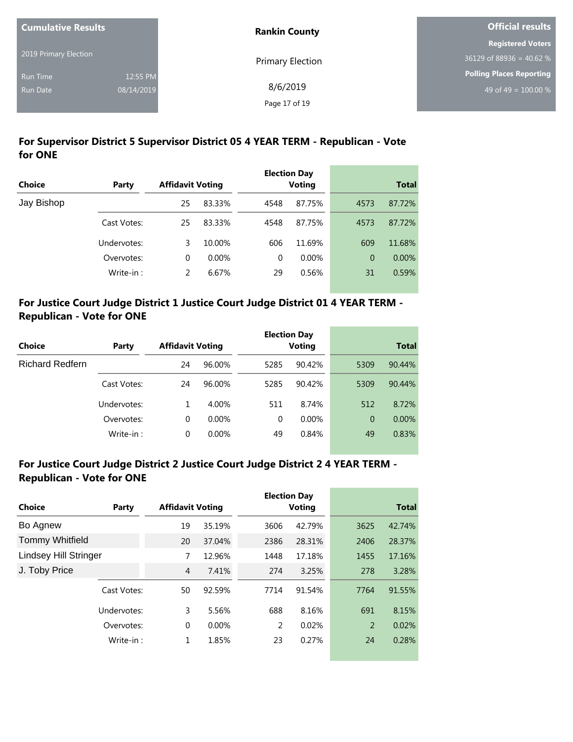**Cumulative Results**

2019 Primary Election

Run Time 12:55 PM

Run Date 08/14/2019

**Rankin County**

Primary Election

8/6/2019

**Official results**

**Registered Voters**

36129 of 88936 = 40.62 %

**Polling Places Reporting**

49 of 49 = 100.00 %

## For Supervisor District 5 Supervisor District 05 4 YEAR TERM - Republican - Vote for ONE

| Choice | Party | Affidavit Voting | | Election Day Voting | | Total | |
|---|---|---|---|---|---|---|---|
| Jay Bishop | | 25 | 83.33% | 4548 | 87.75% | 4573 | 87.72% |
| | Cast Votes: | 25 | 83.33% | 4548 | 87.75% | 4573 | 87.72% |
| | Undervotes: | 3 | 10.00% | 606 | 11.69% | 609 | 11.68% |
| | Overvotes: | 0 | 0.00% | 0 | 0.00% | 0 | 0.00% |
| | Write-in : | 2 | 6.67% | 29 | 0.56% | 31 | 0.59% |

## For Justice Court Judge District 1 Justice Court Judge District 01 4 YEAR TERM - Republican - Vote for ONE

| Choice | Party | Affidavit Voting | | Election Day Voting | | Total | |
|---|---|---|---|---|---|---|---|
| Richard Redfern | | 24 | 96.00% | 5285 | 90.42% | 5309 | 90.44% |
| | Cast Votes: | 24 | 96.00% | 5285 | 90.42% | 5309 | 90.44% |
| | Undervotes: | 1 | 4.00% | 511 | 8.74% | 512 | 8.72% |
| | Overvotes: | 0 | 0.00% | 0 | 0.00% | 0 | 0.00% |
| | Write-in : | 0 | 0.00% | 49 | 0.84% | 49 | 0.83% |

## For Justice Court Judge District 2 Justice Court Judge District 2 4 YEAR TERM - Republican - Vote for ONE

| Choice | Party | Affidavit Voting | | Election Day Voting | | Total | |
|---|---|---|---|---|---|---|---|
| Bo Agnew | | 19 | 35.19% | 3606 | 42.79% | 3625 | 42.74% |
| Tommy Whitfield | | 20 | 37.04% | 2386 | 28.31% | 2406 | 28.37% |
| Lindsey Hill Stringer | | 7 | 12.96% | 1448 | 17.18% | 1455 | 17.16% |
| J. Toby Price | | 4 | 7.41% | 274 | 3.25% | 278 | 3.28% |
| | Cast Votes: | 50 | 92.59% | 7714 | 91.54% | 7764 | 91.55% |
| | Undervotes: | 3 | 5.56% | 688 | 8.16% | 691 | 8.15% |
| | Overvotes: | 0 | 0.00% | 2 | 0.02% | 2 | 0.02% |
| | Write-in : | 1 | 1.85% | 23 | 0.27% | 24 | 0.28% |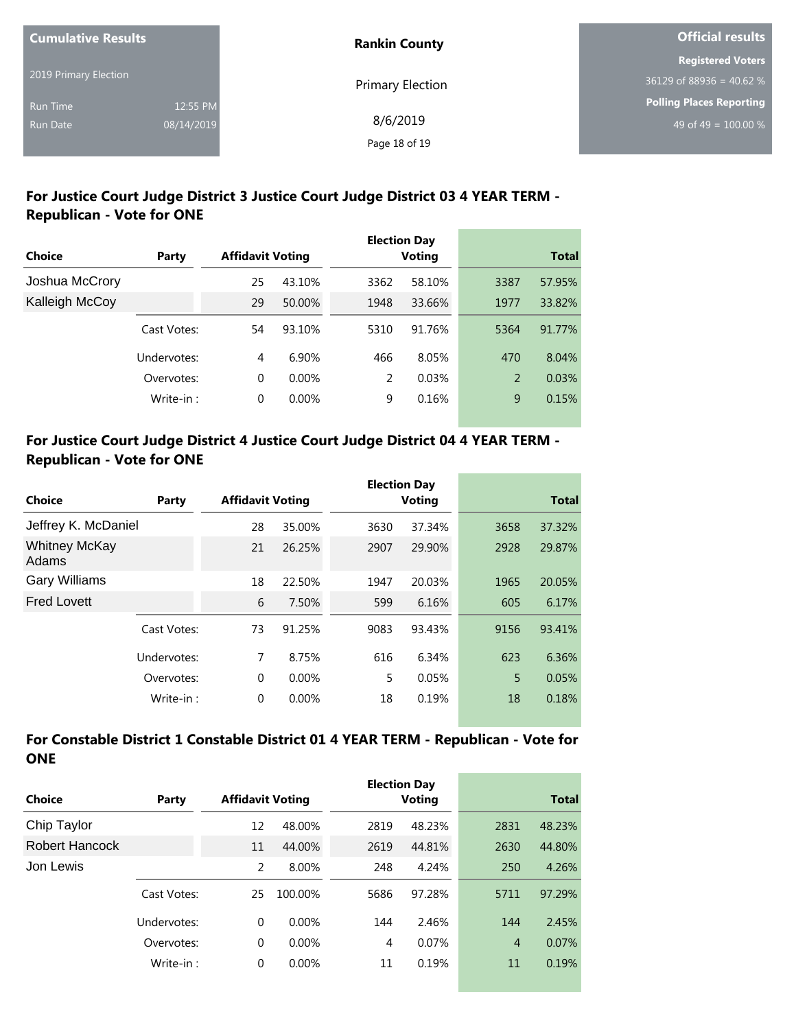**Cumulative Results**

2019 Primary Election

Run Time 12:55 PM

Run Date 08/14/2019

**Rankin County**

Primary Election

8/6/2019

**Official results**

**Registered Voters**

36129 of 88936 = 40.62 %

**Polling Places Reporting**

49 of 49 = 100.00 %

## For Justice Court Judge District 3 Justice Court Judge District 03 4 YEAR TERM - Republican - Vote for ONE

| Choice | Party | Affidavit Voting | | Election Day Voting | | Total | |
|---|---|---|---|---|---|---|---|
| Joshua McCrory | | 25 | 43.10% | 3362 | 58.10% | 3387 | 57.95% |
| Kalleigh McCoy | | 29 | 50.00% | 1948 | 33.66% | 1977 | 33.82% |
| | Cast Votes: | 54 | 93.10% | 5310 | 91.76% | 5364 | 91.77% |
| | Undervotes: | 4 | 6.90% | 466 | 8.05% | 470 | 8.04% |
| | Overvotes: | 0 | 0.00% | 2 | 0.03% | 2 | 0.03% |
| | Write-in : | 0 | 0.00% | 9 | 0.16% | 9 | 0.15% |

## For Justice Court Judge District 4 Justice Court Judge District 04 4 YEAR TERM - Republican - Vote for ONE

| Choice | Party | Affidavit Voting | | Election Day Voting | | Total | |
|---|---|---|---|---|---|---|---|
| Jeffrey K. McDaniel | | 28 | 35.00% | 3630 | 37.34% | 3658 | 37.32% |
| Whitney McKay Adams | | 21 | 26.25% | 2907 | 29.90% | 2928 | 29.87% |
| Gary Williams | | 18 | 22.50% | 1947 | 20.03% | 1965 | 20.05% |
| Fred Lovett | | 6 | 7.50% | 599 | 6.16% | 605 | 6.17% |
| | Cast Votes: | 73 | 91.25% | 9083 | 93.43% | 9156 | 93.41% |
| | Undervotes: | 7 | 8.75% | 616 | 6.34% | 623 | 6.36% |
| | Overvotes: | 0 | 0.00% | 5 | 0.05% | 5 | 0.05% |
| | Write-in : | 0 | 0.00% | 18 | 0.19% | 18 | 0.18% |

## For Constable District 1 Constable District 01 4 YEAR TERM - Republican - Vote for ONE

| Choice | Party | Affidavit Voting | | Election Day Voting | | Total | |
|---|---|---|---|---|---|---|---|
| Chip Taylor | | 12 | 48.00% | 2819 | 48.23% | 2831 | 48.23% |
| Robert Hancock | | 11 | 44.00% | 2619 | 44.81% | 2630 | 44.80% |
| Jon Lewis | | 2 | 8.00% | 248 | 4.24% | 250 | 4.26% |
| | Cast Votes: | 25 | 100.00% | 5686 | 97.28% | 5711 | 97.29% |
| | Undervotes: | 0 | 0.00% | 144 | 2.46% | 144 | 2.45% |
| | Overvotes: | 0 | 0.00% | 4 | 0.07% | 4 | 0.07% |
| | Write-in : | 0 | 0.00% | 11 | 0.19% | 11 | 0.19% |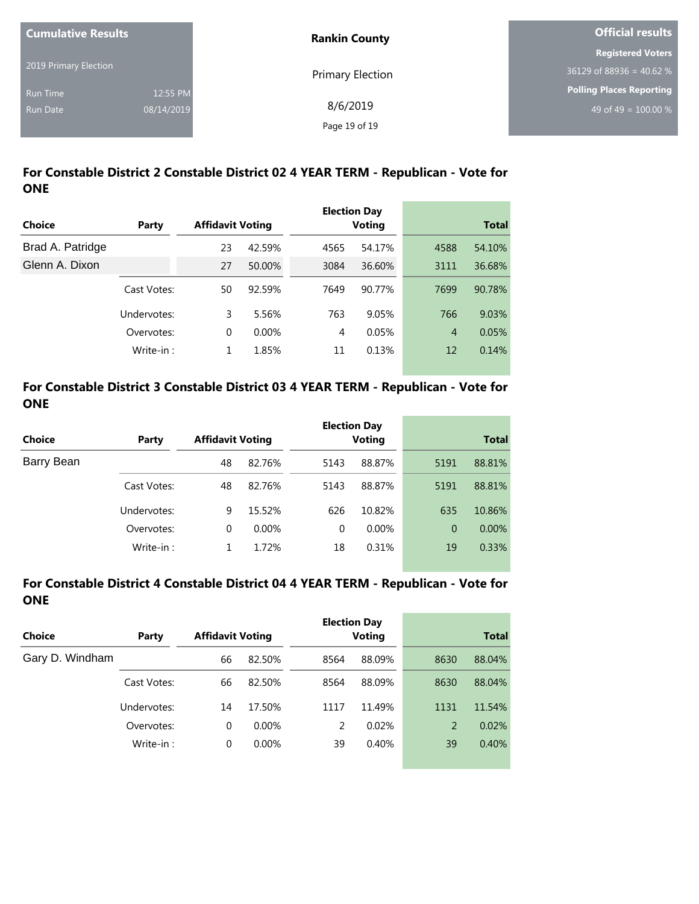**Cumulative Results**

2019 Primary Election

Run Time 12:55 PM

Run Date 08/14/2019

**Rankin County**

Primary Election

8/6/2019

**Official results**

**Registered Voters**

36129 of 88936 = 40.62 %

**Polling Places Reporting**

49 of 49 = 100.00 %

## For Constable District 2 Constable District 02 4 YEAR TERM - Republican - Vote for ONE

| Choice | Party | Affidavit Voting | | Election Day Voting | | Total | |
|---|---|---|---|---|---|---|---|
| Brad A. Patridge | | 23 | 42.59% | 4565 | 54.17% | 4588 | 54.10% |
| Glenn A. Dixon | | 27 | 50.00% | 3084 | 36.60% | 3111 | 36.68% |
| | Cast Votes: | 50 | 92.59% | 7649 | 90.77% | 7699 | 90.78% |
| | Undervotes: | 3 | 5.56% | 763 | 9.05% | 766 | 9.03% |
| | Overvotes: | 0 | 0.00% | 4 | 0.05% | 4 | 0.05% |
| | Write-in : | 1 | 1.85% | 11 | 0.13% | 12 | 0.14% |

## For Constable District 3 Constable District 03 4 YEAR TERM - Republican - Vote for ONE

| Choice | Party | Affidavit Voting | | Election Day Voting | | Total | |
|---|---|---|---|---|---|---|---|
| Barry Bean | | 48 | 82.76% | 5143 | 88.87% | 5191 | 88.81% |
| | Cast Votes: | 48 | 82.76% | 5143 | 88.87% | 5191 | 88.81% |
| | Undervotes: | 9 | 15.52% | 626 | 10.82% | 635 | 10.86% |
| | Overvotes: | 0 | 0.00% | 0 | 0.00% | 0 | 0.00% |
| | Write-in : | 1 | 1.72% | 18 | 0.31% | 19 | 0.33% |

## For Constable District 4 Constable District 04 4 YEAR TERM - Republican - Vote for ONE

| Choice | Party | Affidavit Voting | | Election Day Voting | | Total | |
|---|---|---|---|---|---|---|---|
| Gary D. Windham | | 66 | 82.50% | 8564 | 88.09% | 8630 | 88.04% |
| | Cast Votes: | 66 | 82.50% | 8564 | 88.09% | 8630 | 88.04% |
| | Undervotes: | 14 | 17.50% | 1117 | 11.49% | 1131 | 11.54% |
| | Overvotes: | 0 | 0.00% | 2 | 0.02% | 2 | 0.02% |
| | Write-in : | 0 | 0.00% | 39 | 0.40% | 39 | 0.40% |